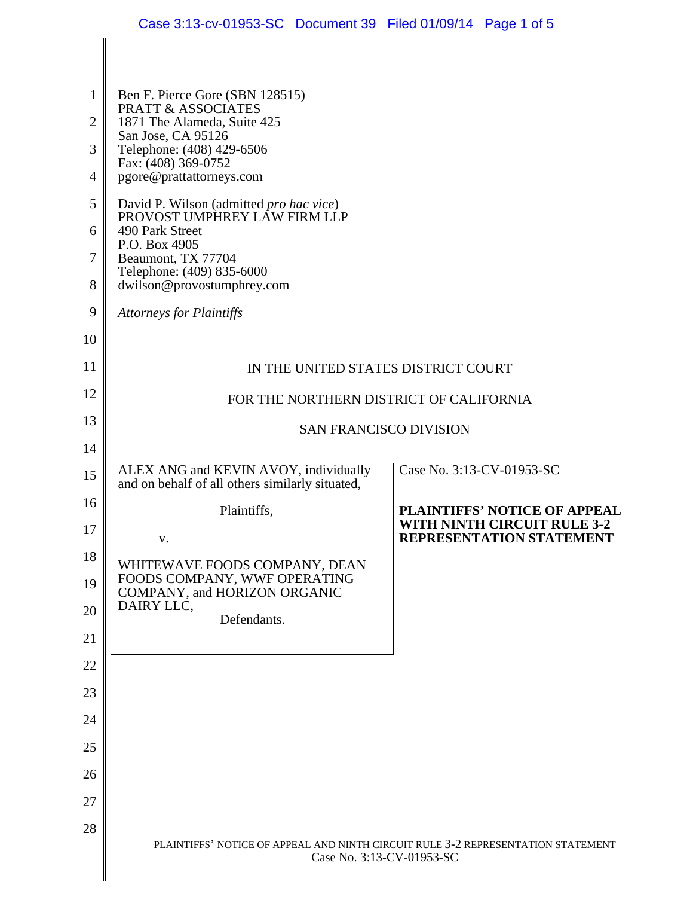Ben F. Pierce Gore (SBN 128515)
PRATT & ASSOCIATES
1871 The Alameda, Suite 425
San Jose, CA 95126
Telephone: (408) 429-6506
Fax: (408) 369-0752
pgore@prattattorneys.com

David P. Wilson (admitted *pro hac vice*)
PROVOST UMPHREY LAW FIRM LLP
490 Park Street
P.O. Box 4905
Beaumont, TX 77704
Telephone: (409) 835-6000
dwilson@provostumphrey.com

*Attorneys for Plaintiffs*

IN THE UNITED STATES DISTRICT COURT

FOR THE NORTHERN DISTRICT OF CALIFORNIA

SAN FRANCISCO DIVISION

ALEX ANG and KEVIN AVOY, individually and on behalf of all others similarly situated,

Plaintiffs,

v.

WHITEWAVE FOODS COMPANY, DEAN FOODS COMPANY, WWF OPERATING COMPANY, and HORIZON ORGANIC DAIRY LLC,

Defendants.

Case No. 3:13-CV-01953-SC

**PLAINTIFFS' NOTICE OF APPEAL WITH NINTH CIRCUIT RULE 3-2 REPRESENTATION STATEMENT**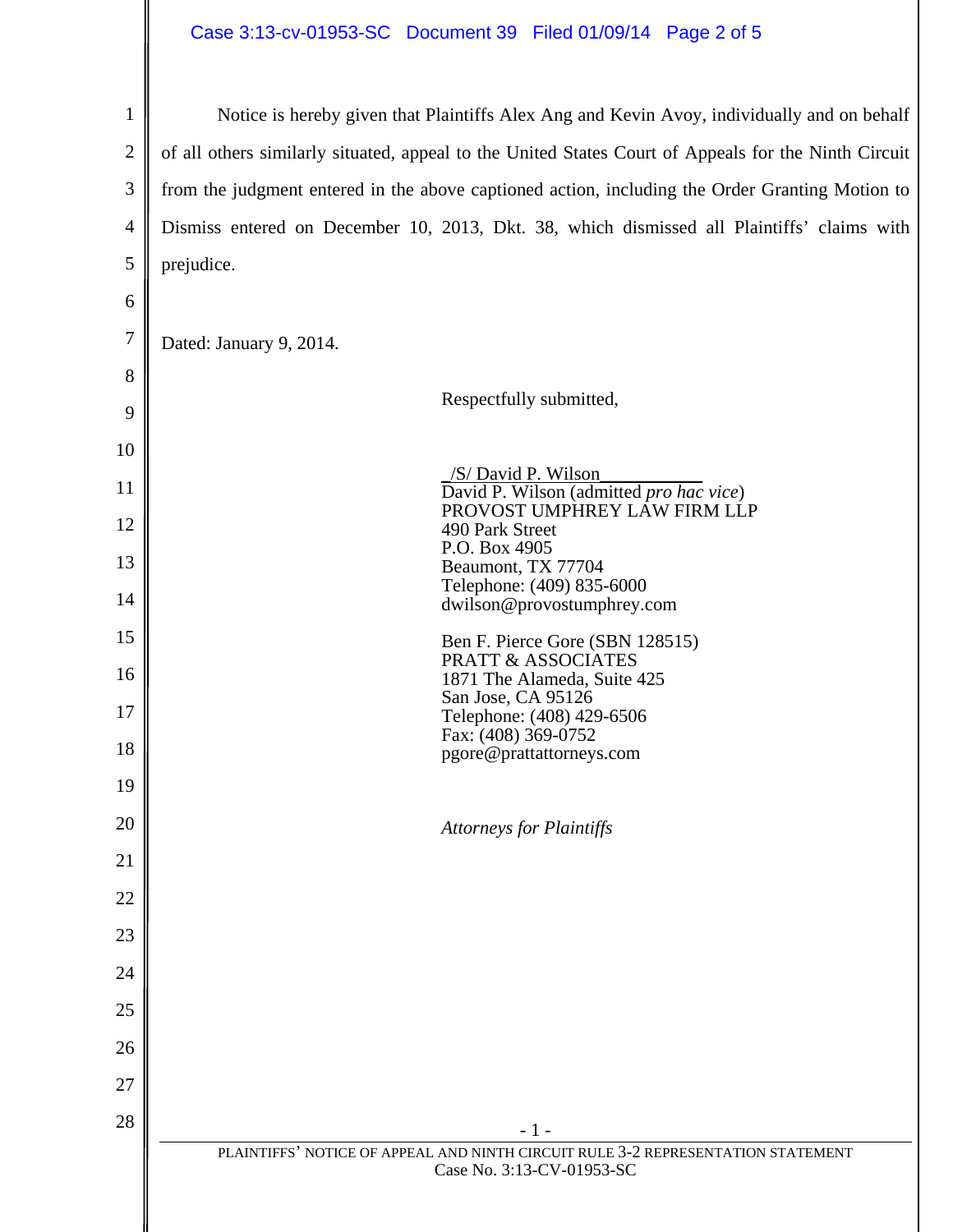Notice is hereby given that Plaintiffs Alex Ang and Kevin Avoy, individually and on behalf of all others similarly situated, appeal to the United States Court of Appeals for the Ninth Circuit from the judgment entered in the above captioned action, including the Order Granting Motion to Dismiss entered on December 10, 2013, Dkt. 38, which dismissed all Plaintiffs' claims with prejudice.

Dated: January 9, 2014.

Respectfully submitted,

_/S/ David P. Wilson___________
David P. Wilson (admitted *pro hac vice*)
PROVOST UMPHREY LAW FIRM LLP
490 Park Street
P.O. Box 4905
Beaumont, TX 77704
Telephone: (409) 835-6000
dwilson@provostumphrey.com

Ben F. Pierce Gore (SBN 128515)
PRATT & ASSOCIATES
1871 The Alameda, Suite 425
San Jose, CA 95126
Telephone: (408) 429-6506
Fax: (408) 369-0752
pgore@prattattorneys.com

*Attorneys for Plaintiffs*

PLAINTIFFS' NOTICE OF APPEAL AND NINTH CIRCUIT RULE 3-2 REPRESENTATION STATEMENT
Case No. 3:13-CV-01953-SC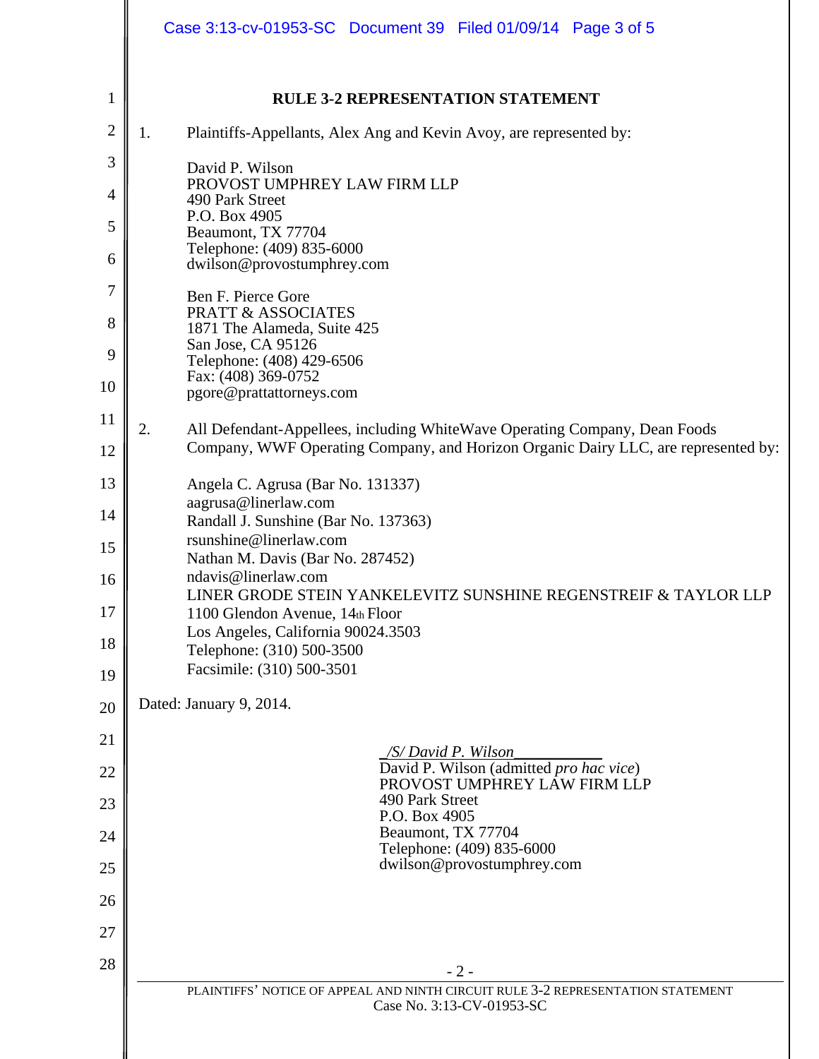## RULE 3-2 REPRESENTATION STATEMENT

1. Plaintiffs-Appellants, Alex Ang and Kevin Avoy, are represented by:

   David P. Wilson
   PROVOST UMPHREY LAW FIRM LLP
   490 Park Street
   P.O. Box 4905
   Beaumont, TX 77704
   Telephone: (409) 835-6000
   dwilson@provostumphrey.com

   Ben F. Pierce Gore
   PRATT & ASSOCIATES
   1871 The Alameda, Suite 425
   San Jose, CA 95126
   Telephone: (408) 429-6506
   Fax: (408) 369-0752
   pgore@prattattorneys.com

2. All Defendant-Appellees, including WhiteWave Operating Company, Dean Foods Company, WWF Operating Company, and Horizon Organic Dairy LLC, are represented by:

   Angela C. Agrusa (Bar No. 131337)
   aagrusa@linerlaw.com
   Randall J. Sunshine (Bar No. 137363)
   rsunshine@linerlaw.com
   Nathan M. Davis (Bar No. 287452)
   ndavis@linerlaw.com
   LINER GRODE STEIN YANKELEVITZ SUNSHINE REGENSTREIF & TAYLOR LLP
   1100 Glendon Avenue, 14th Floor
   Los Angeles, California 90024.3503
   Telephone: (310) 500-3500
   Facsimile: (310) 500-3501

Dated: January 9, 2014.

*/S/ David P. Wilson*
David P. Wilson (admitted *pro hac vice*)
PROVOST UMPHREY LAW FIRM LLP
490 Park Street
P.O. Box 4905
Beaumont, TX 77704
Telephone: (409) 835-6000
dwilson@provostumphrey.com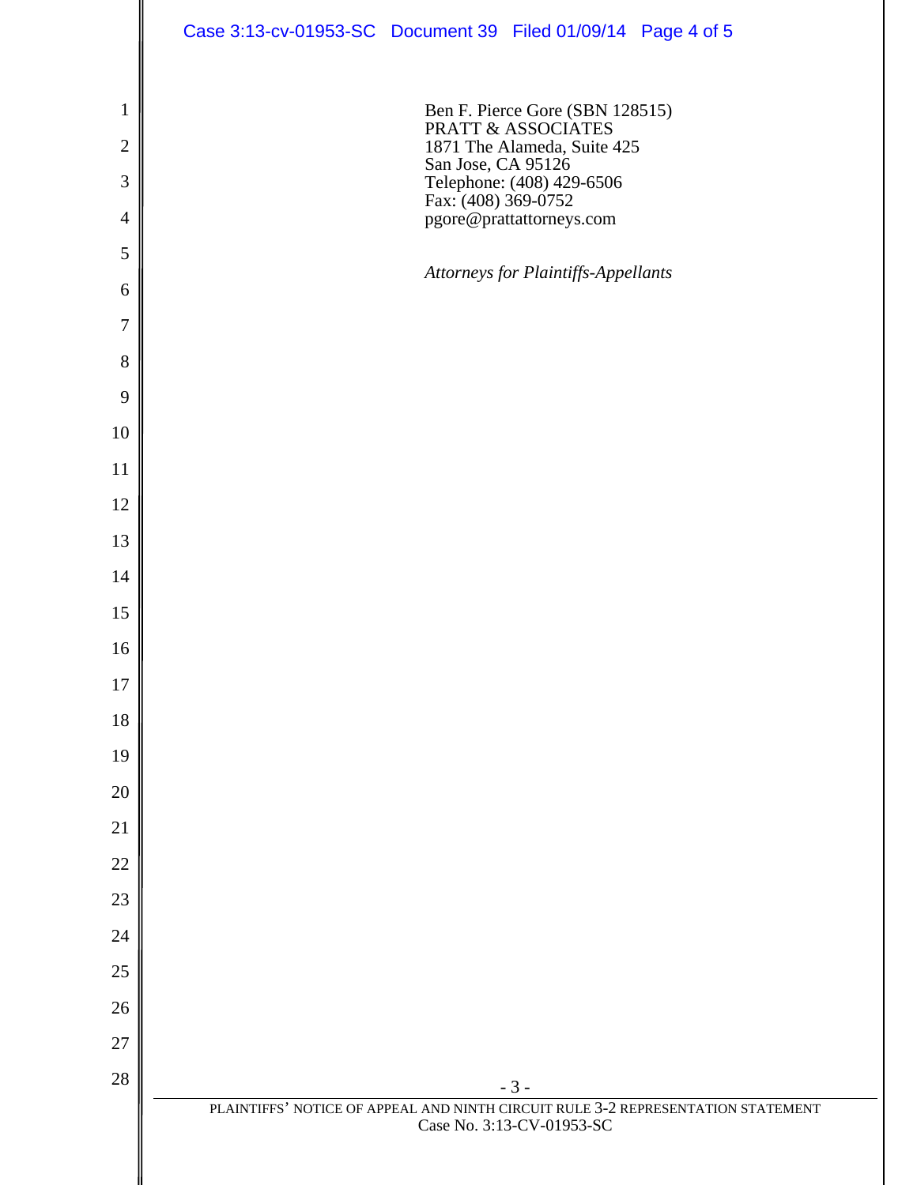Ben F. Pierce Gore (SBN 128515)
PRATT & ASSOCIATES
1871 The Alameda, Suite 425
San Jose, CA 95126
Telephone: (408) 429-6506
Fax: (408) 369-0752
pgore@prattattorneys.com

*Attorneys for Plaintiffs-Appellants*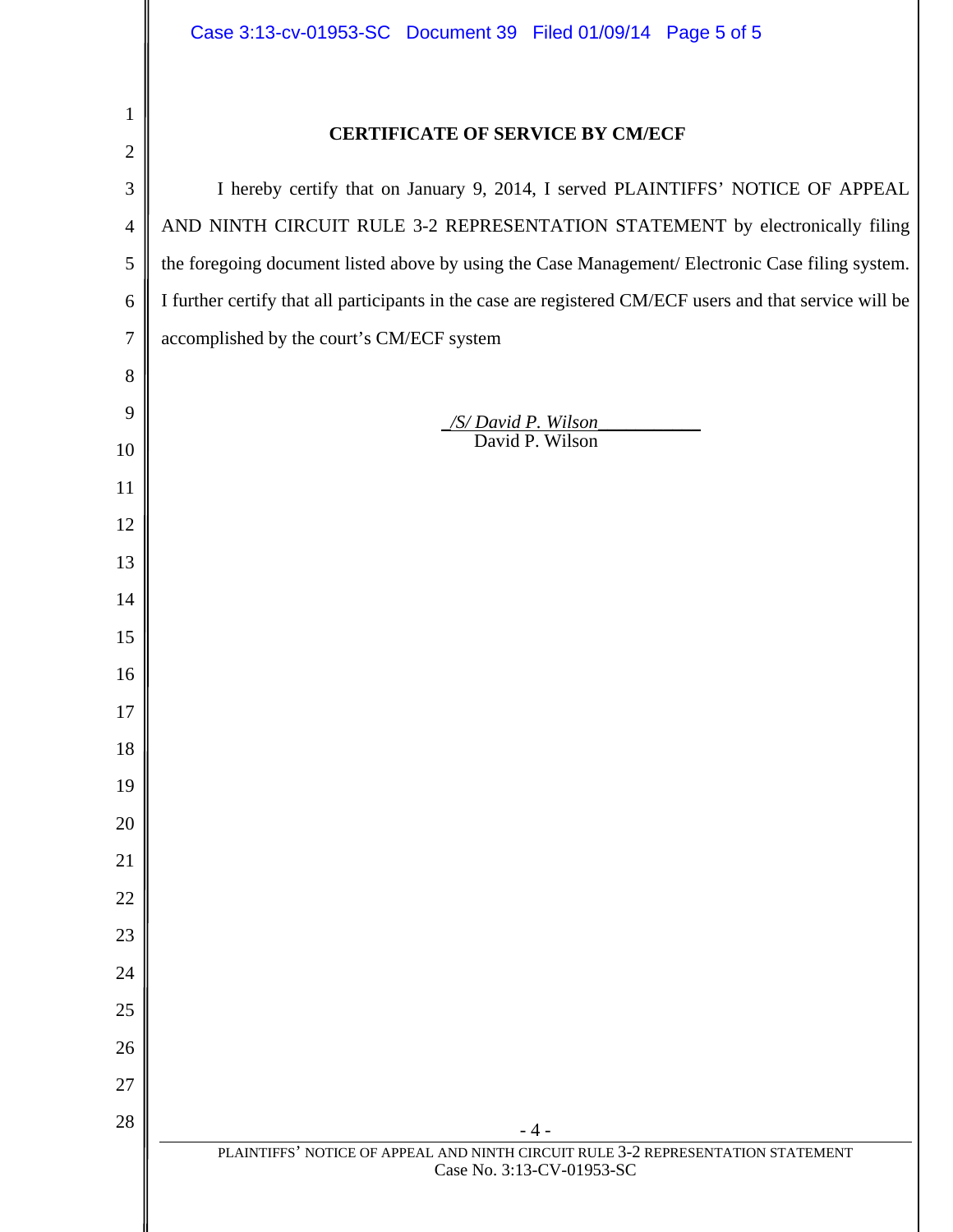**CERTIFICATE OF SERVICE BY CM/ECF**

I hereby certify that on January 9, 2014, I served PLAINTIFFS' NOTICE OF APPEAL AND NINTH CIRCUIT RULE 3-2 REPRESENTATION STATEMENT by electronically filing the foregoing document listed above by using the Case Management/ Electronic Case filing system. I further certify that all participants in the case are registered CM/ECF users and that service will be accomplished by the court's CM/ECF system

*/S/ David P. Wilson*
David P. Wilson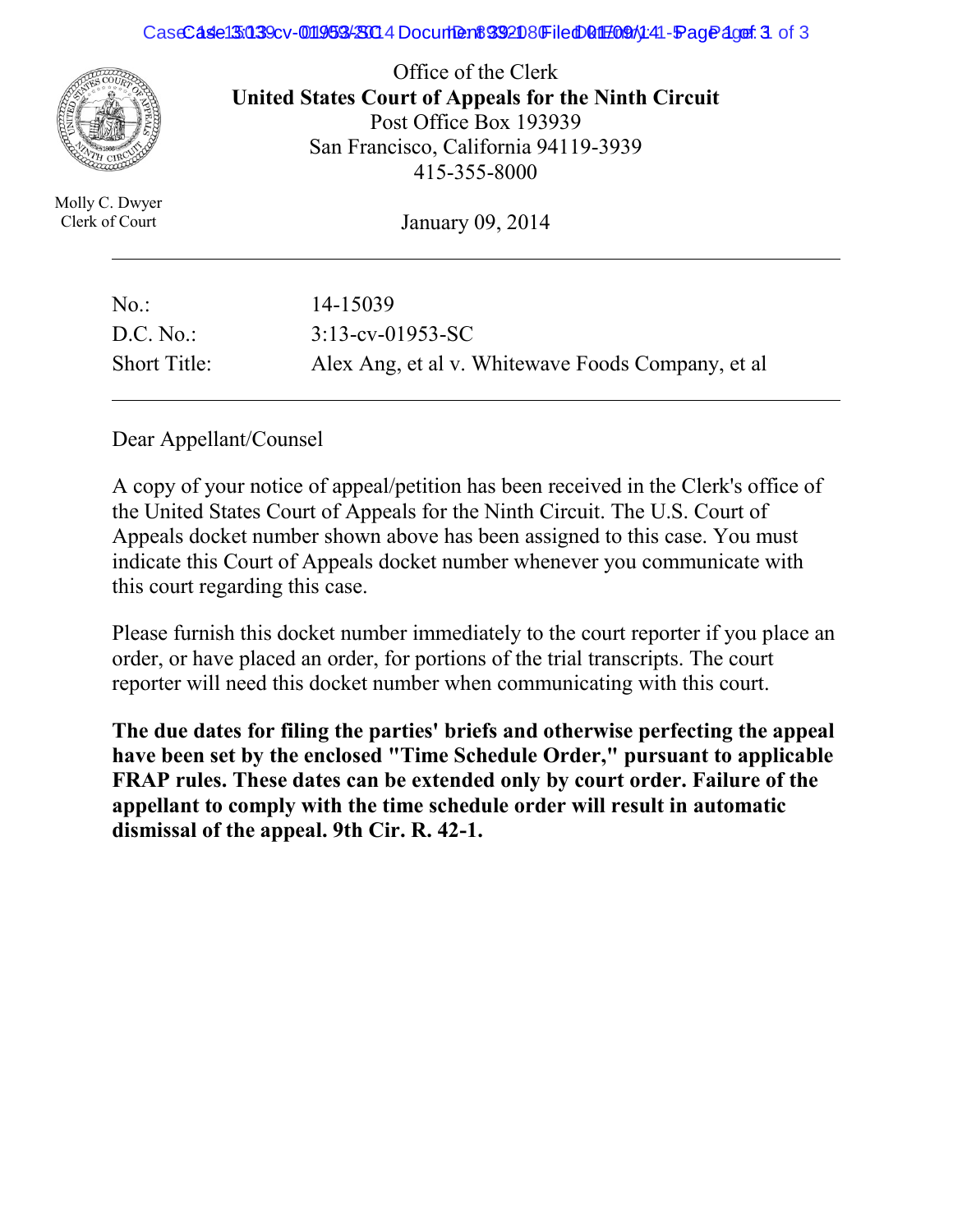Office of the Clerk
**United States Court of Appeals for the Ninth Circuit**
Post Office Box 193939
San Francisco, California 94119-3939
415-355-8000

Molly C. Dwyer
Clerk of Court

January 09, 2014

| | |
|---|---|
| No.: | 14-15039 |
| D.C. No.: | 3:13-cv-01953-SC |
| Short Title: | Alex Ang, et al v. Whitewave Foods Company, et al |

Dear Appellant/Counsel

A copy of your notice of appeal/petition has been received in the Clerk's office of the United States Court of Appeals for the Ninth Circuit. The U.S. Court of Appeals docket number shown above has been assigned to this case. You must indicate this Court of Appeals docket number whenever you communicate with this court regarding this case.

Please furnish this docket number immediately to the court reporter if you place an order, or have placed an order, for portions of the trial transcripts. The court reporter will need this docket number when communicating with this court.

**The due dates for filing the parties' briefs and otherwise perfecting the appeal have been set by the enclosed "Time Schedule Order," pursuant to applicable FRAP rules. These dates can be extended only by court order. Failure of the appellant to comply with the time schedule order will result in automatic dismissal of the appeal. 9th Cir. R. 42-1.**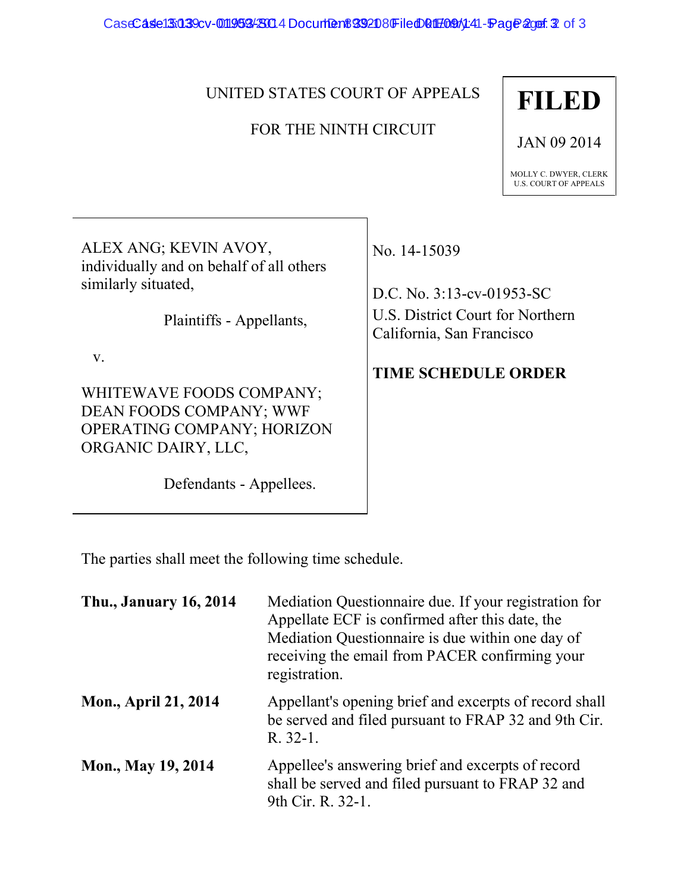UNITED STATES COURT OF APPEALS

FOR THE NINTH CIRCUIT

**FILED**

JAN 09 2014

MOLLY C. DWYER, CLERK
U.S. COURT OF APPEALS

ALEX ANG; KEVIN AVOY, individually and on behalf of all others similarly situated,

Plaintiffs - Appellants,

v.

WHITEWAVE FOODS COMPANY; DEAN FOODS COMPANY; WWF OPERATING COMPANY; HORIZON ORGANIC DAIRY, LLC,

Defendants - Appellees.

No. 14-15039

D.C. No. 3:13-cv-01953-SC
U.S. District Court for Northern California, San Francisco

**TIME SCHEDULE ORDER**

The parties shall meet the following time schedule.

| | |
|---|---|
| **Thu., January 16, 2014** | Mediation Questionnaire due. If your registration for Appellate ECF is confirmed after this date, the Mediation Questionnaire is due within one day of receiving the email from PACER confirming your registration. |
| **Mon., April 21, 2014** | Appellant's opening brief and excerpts of record shall be served and filed pursuant to FRAP 32 and 9th Cir. R. 32-1. |
| **Mon., May 19, 2014** | Appellee's answering brief and excerpts of record shall be served and filed pursuant to FRAP 32 and 9th Cir. R. 32-1. |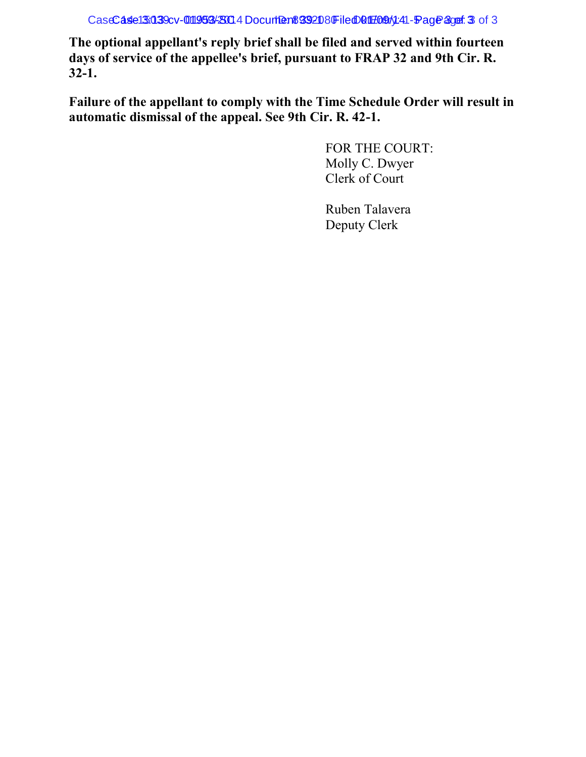**The optional appellant's reply brief shall be filed and served within fourteen days of service of the appellee's brief, pursuant to FRAP 32 and 9th Cir. R. 32-1.**

**Failure of the appellant to comply with the Time Schedule Order will result in automatic dismissal of the appeal. See 9th Cir. R. 42-1.**

FOR THE COURT:
Molly C. Dwyer
Clerk of Court

Ruben Talavera
Deputy Clerk